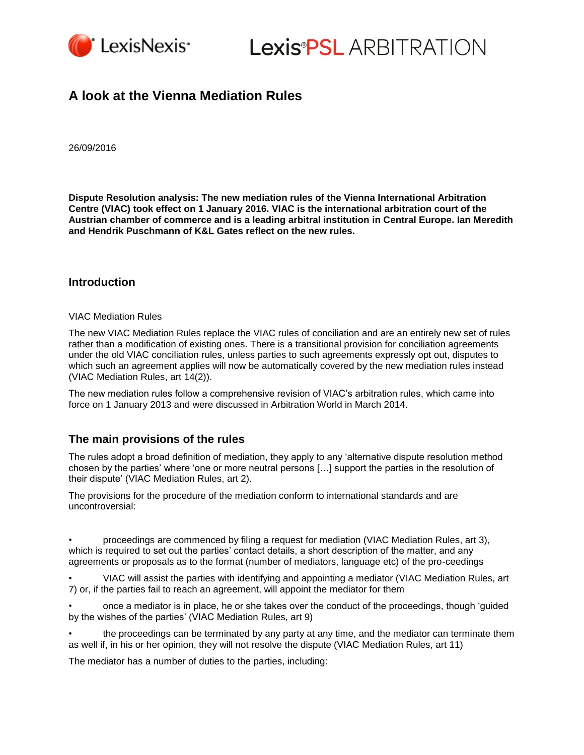# A look at the Vienna Mediation Rules

26/09/2016

**Dispute Resolution analysis: The new mediation rules of the Vienna International Arbitration Centre (VIAC) took effect on 1 January 2016. VIAC is the international arbitration court of the Austrian chamber of commerce and is a leading arbitral institution in Central Europe. Ian Meredith and Hendrik Puschmann of K&L Gates reflect on the new rules.**

## Introduction

VIAC Mediation Rules

The new VIAC Mediation Rules replace the VIAC rules of conciliation and are an entirely new set of rules rather than a modification of existing ones. There is a transitional provision for conciliation agreements under the old VIAC conciliation rules, unless parties to such agreements expressly opt out, disputes to which such an agreement applies will now be automatically covered by the new mediation rules instead (VIAC Mediation Rules, art 14(2)).

The new mediation rules follow a comprehensive revision of VIAC's arbitration rules, which came into force on 1 January 2013 and were discussed in Arbitration World in March 2014.

## The main provisions of the rules

The rules adopt a broad definition of mediation, they apply to any 'alternative dispute resolution method chosen by the parties' where 'one or more neutral persons […] support the parties in the resolution of their dispute' (VIAC Mediation Rules, art 2).

The provisions for the procedure of the mediation conform to international standards and are uncontroversial:

- proceedings are commenced by filing a request for mediation (VIAC Mediation Rules, art 3), which is required to set out the parties' contact details, a short description of the matter, and any agreements or proposals as to the format (number of mediators, language etc) of the pro-ceedings
- VIAC will assist the parties with identifying and appointing a mediator (VIAC Mediation Rules, art 7) or, if the parties fail to reach an agreement, will appoint the mediator for them
- once a mediator is in place, he or she takes over the conduct of the proceedings, though 'guided by the wishes of the parties' (VIAC Mediation Rules, art 9)
- the proceedings can be terminated by any party at any time, and the mediator can terminate them as well if, in his or her opinion, they will not resolve the dispute (VIAC Mediation Rules, art 11)

The mediator has a number of duties to the parties, including: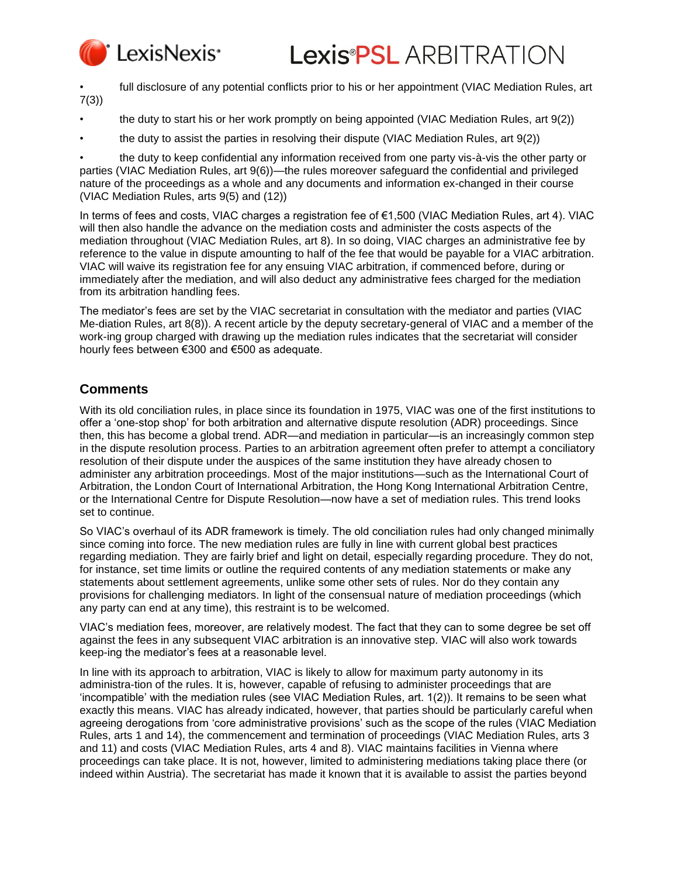- full disclosure of any potential conflicts prior to his or her appointment (VIAC Mediation Rules, art 7(3))
- the duty to start his or her work promptly on being appointed (VIAC Mediation Rules, art 9(2))
- the duty to assist the parties in resolving their dispute (VIAC Mediation Rules, art 9(2))
- the duty to keep confidential any information received from one party vis-à-vis the other party or parties (VIAC Mediation Rules, art 9(6))—the rules moreover safeguard the confidential and privileged nature of the proceedings as a whole and any documents and information ex-changed in their course (VIAC Mediation Rules, arts 9(5) and (12))

In terms of fees and costs, VIAC charges a registration fee of €1,500 (VIAC Mediation Rules, art 4). VIAC will then also handle the advance on the mediation costs and administer the costs aspects of the mediation throughout (VIAC Mediation Rules, art 8). In so doing, VIAC charges an administrative fee by reference to the value in dispute amounting to half of the fee that would be payable for a VIAC arbitration. VIAC will waive its registration fee for any ensuing VIAC arbitration, if commenced before, during or immediately after the mediation, and will also deduct any administrative fees charged for the mediation from its arbitration handling fees.

The mediator's fees are set by the VIAC secretariat in consultation with the mediator and parties (VIAC Me-diation Rules, art 8(8)). A recent article by the deputy secretary-general of VIAC and a member of the work-ing group charged with drawing up the mediation rules indicates that the secretariat will consider hourly fees between €300 and €500 as adequate.

## Comments

With its old conciliation rules, in place since its foundation in 1975, VIAC was one of the first institutions to offer a 'one-stop shop' for both arbitration and alternative dispute resolution (ADR) proceedings. Since then, this has become a global trend. ADR—and mediation in particular—is an increasingly common step in the dispute resolution process. Parties to an arbitration agreement often prefer to attempt a conciliatory resolution of their dispute under the auspices of the same institution they have already chosen to administer any arbitration proceedings. Most of the major institutions—such as the International Court of Arbitration, the London Court of International Arbitration, the Hong Kong International Arbitration Centre, or the International Centre for Dispute Resolution—now have a set of mediation rules. This trend looks set to continue.

So VIAC's overhaul of its ADR framework is timely. The old conciliation rules had only changed minimally since coming into force. The new mediation rules are fully in line with current global best practices regarding mediation. They are fairly brief and light on detail, especially regarding procedure. They do not, for instance, set time limits or outline the required contents of any mediation statements or make any statements about settlement agreements, unlike some other sets of rules. Nor do they contain any provisions for challenging mediators. In light of the consensual nature of mediation proceedings (which any party can end at any time), this restraint is to be welcomed.

VIAC's mediation fees, moreover, are relatively modest. The fact that they can to some degree be set off against the fees in any subsequent VIAC arbitration is an innovative step. VIAC will also work towards keep-ing the mediator's fees at a reasonable level.

In line with its approach to arbitration, VIAC is likely to allow for maximum party autonomy in its administra-tion of the rules. It is, however, capable of refusing to administer proceedings that are 'incompatible' with the mediation rules (see VIAC Mediation Rules, art. 1(2)). It remains to be seen what exactly this means. VIAC has already indicated, however, that parties should be particularly careful when agreeing derogations from 'core administrative provisions' such as the scope of the rules (VIAC Mediation Rules, arts 1 and 14), the commencement and termination of proceedings (VIAC Mediation Rules, arts 3 and 11) and costs (VIAC Mediation Rules, arts 4 and 8). VIAC maintains facilities in Vienna where proceedings can take place. It is not, however, limited to administering mediations taking place there (or indeed within Austria). The secretariat has made it known that it is available to assist the parties beyond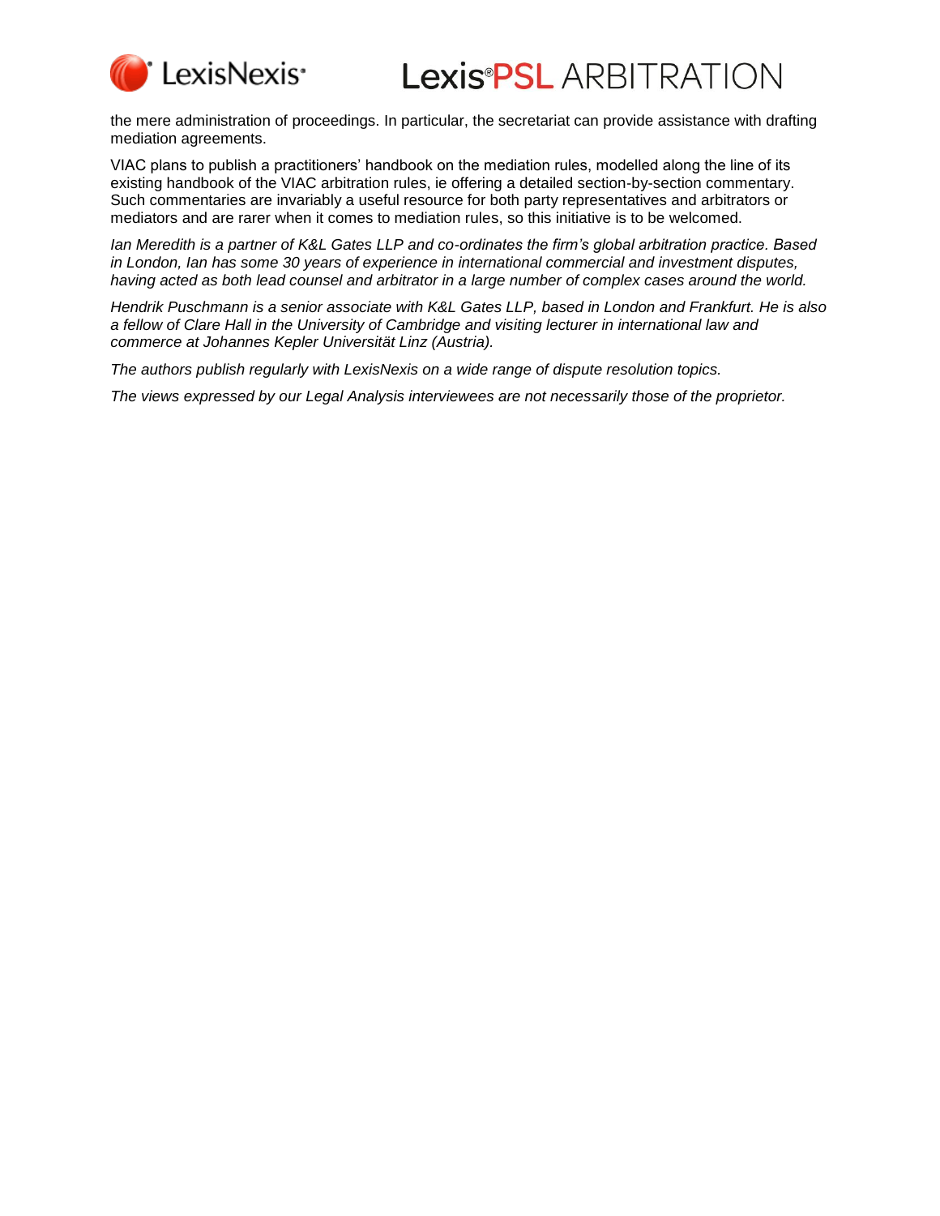the mere administration of proceedings. In particular, the secretariat can provide assistance with drafting mediation agreements.

VIAC plans to publish a practitioners' handbook on the mediation rules, modelled along the line of its existing handbook of the VIAC arbitration rules, ie offering a detailed section-by-section commentary. Such commentaries are invariably a useful resource for both party representatives and arbitrators or mediators and are rarer when it comes to mediation rules, so this initiative is to be welcomed.

*Ian Meredith is a partner of K&L Gates LLP and co-ordinates the firm's global arbitration practice. Based in London, Ian has some 30 years of experience in international commercial and investment disputes, having acted as both lead counsel and arbitrator in a large number of complex cases around the world.*

*Hendrik Puschmann is a senior associate with K&L Gates LLP, based in London and Frankfurt. He is also a fellow of Clare Hall in the University of Cambridge and visiting lecturer in international law and commerce at Johannes Kepler Universität Linz (Austria).*

*The authors publish regularly with LexisNexis on a wide range of dispute resolution topics.*

*The views expressed by our Legal Analysis interviewees are not necessarily those of the proprietor.*